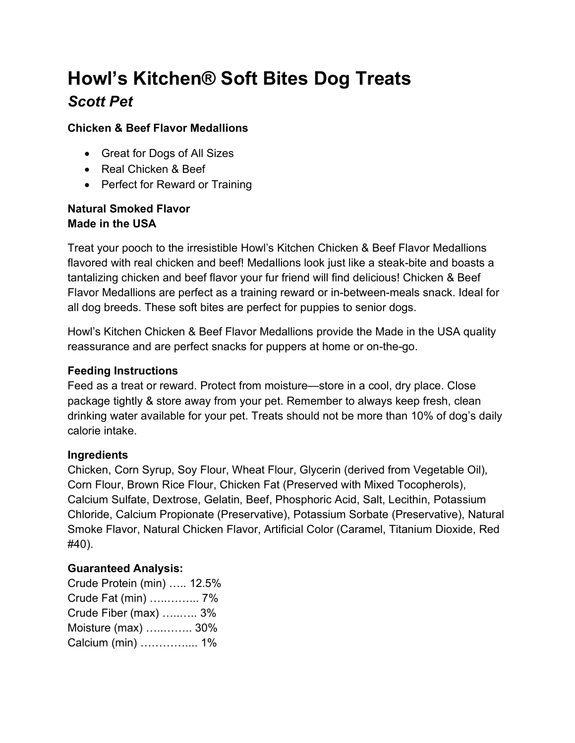# Howl's Kitchen® Soft Bites Dog Treats

## *Scott Pet*

**Chicken & Beef Flavor Medallions**

- Great for Dogs of All Sizes
- Real Chicken & Beef
- Perfect for Reward or Training

**Natural Smoked Flavor**
**Made in the USA**

Treat your pooch to the irresistible Howl's Kitchen Chicken & Beef Flavor Medallions flavored with real chicken and beef! Medallions look just like a steak-bite and boasts a tantalizing chicken and beef flavor your fur friend will find delicious! Chicken & Beef Flavor Medallions are perfect as a training reward or in-between-meals snack. Ideal for all dog breeds. These soft bites are perfect for puppies to senior dogs.

Howl's Kitchen Chicken & Beef Flavor Medallions provide the Made in the USA quality reassurance and are perfect snacks for puppers at home or on-the-go.

**Feeding Instructions**

Feed as a treat or reward. Protect from moisture—store in a cool, dry place. Close package tightly & store away from your pet. Remember to always keep fresh, clean drinking water available for your pet. Treats should not be more than 10% of dog's daily calorie intake.

**Ingredients**

Chicken, Corn Syrup, Soy Flour, Wheat Flour, Glycerin (derived from Vegetable Oil), Corn Flour, Brown Rice Flour, Chicken Fat (Preserved with Mixed Tocopherols), Calcium Sulfate, Dextrose, Gelatin, Beef, Phosphoric Acid, Salt, Lecithin, Potassium Chloride, Calcium Propionate (Preservative), Potassium Sorbate (Preservative), Natural Smoke Flavor, Natural Chicken Flavor, Artificial Color (Caramel, Titanium Dioxide, Red #40).

**Guaranteed Analysis:**

Crude Protein (min) ….. 12.5%
Crude Fat (min) …..…….. 7%
Crude Fiber (max) …..….. 3%
Moisture (max) …..…….. 30%
Calcium (min) …………..... 1%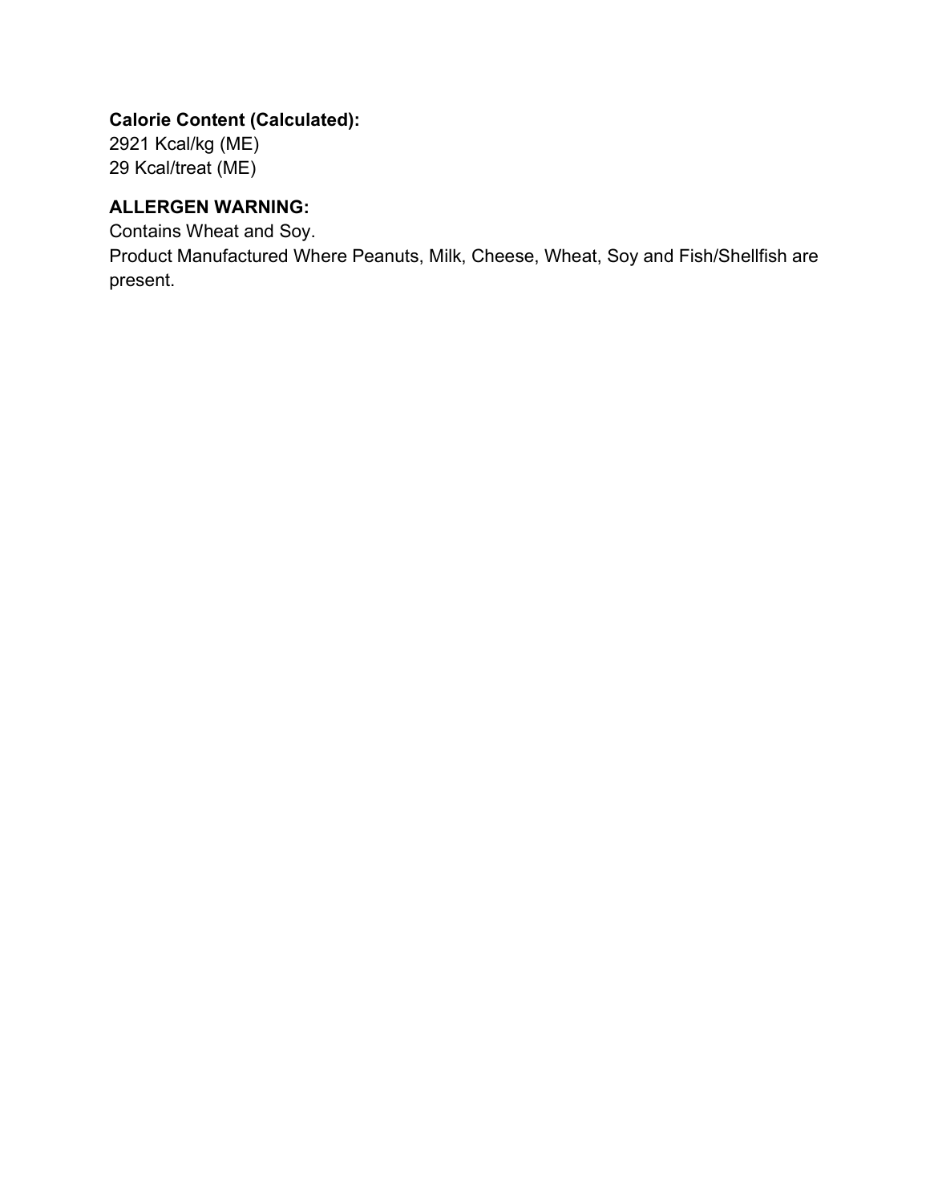**Calorie Content (Calculated):**
2921 Kcal/kg (ME)
29 Kcal/treat (ME)

**ALLERGEN WARNING:**
Contains Wheat and Soy.
Product Manufactured Where Peanuts, Milk, Cheese, Wheat, Soy and Fish/Shellfish are present.